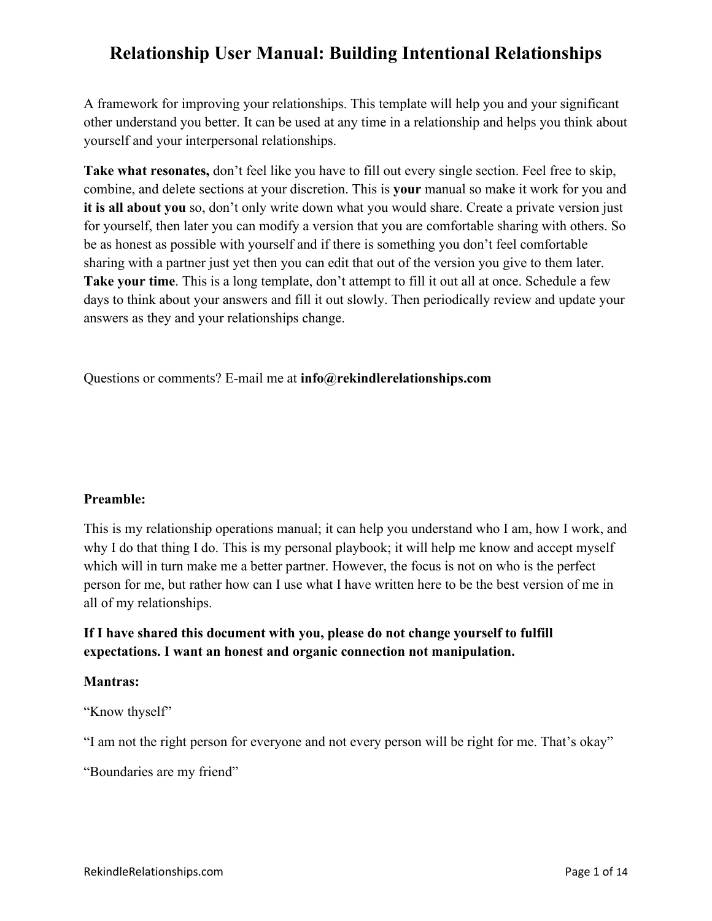# Relationship User Manual: Building Intentional Relationships

A framework for improving your relationships. This template will help you and your significant other understand you better. It can be used at any time in a relationship and helps you think about yourself and your interpersonal relationships.

**Take what resonates,** don't feel like you have to fill out every single section. Feel free to skip, combine, and delete sections at your discretion. This is **your** manual so make it work for you and **it is all about you** so, don't only write down what you would share. Create a private version just for yourself, then later you can modify a version that you are comfortable sharing with others. So be as honest as possible with yourself and if there is something you don't feel comfortable sharing with a partner just yet then you can edit that out of the version you give to them later. **Take your time**. This is a long template, don't attempt to fill it out all at once. Schedule a few days to think about your answers and fill it out slowly. Then periodically review and update your answers as they and your relationships change.

Questions or comments? E-mail me at **info@rekindlerelationships.com**

**Preamble:**

This is my relationship operations manual; it can help you understand who I am, how I work, and why I do that thing I do. This is my personal playbook; it will help me know and accept myself which will in turn make me a better partner. However, the focus is not on who is the perfect person for me, but rather how can I use what I have written here to be the best version of me in all of my relationships.

**If I have shared this document with you, please do not change yourself to fulfill expectations. I want an honest and organic connection not manipulation.**

**Mantras:**

"Know thyself"

"I am not the right person for everyone and not every person will be right for me. That's okay"

"Boundaries are my friend"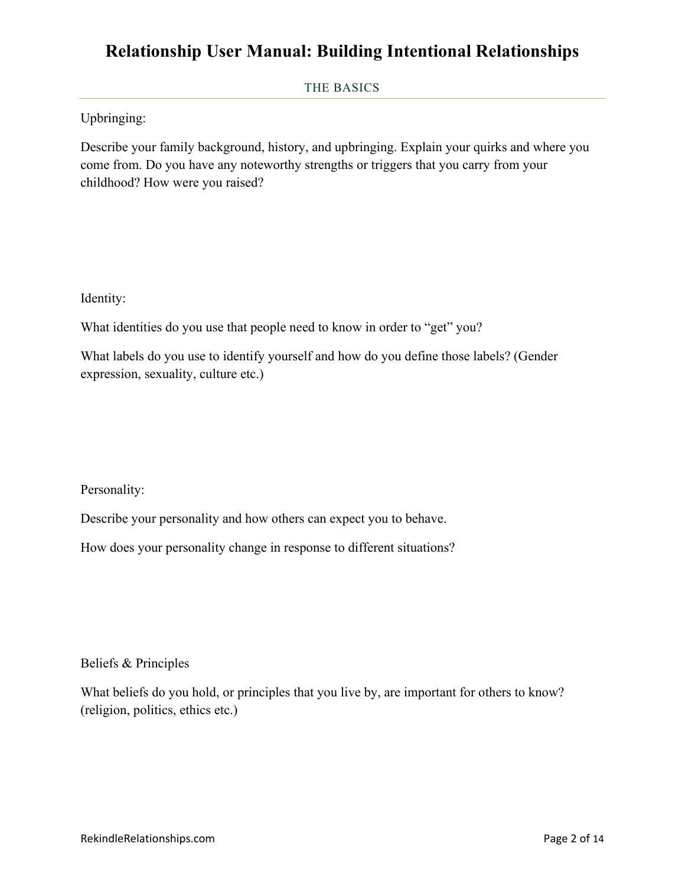# Relationship User Manual: Building Intentional Relationships

## THE BASICS

Upbringing:

Describe your family background, history, and upbringing. Explain your quirks and where you come from. Do you have any noteworthy strengths or triggers that you carry from your childhood? How were you raised?

Identity:

What identities do you use that people need to know in order to "get" you?

What labels do you use to identify yourself and how do you define those labels? (Gender expression, sexuality, culture etc.)

Personality:

Describe your personality and how others can expect you to behave.

How does your personality change in response to different situations?

Beliefs & Principles

What beliefs do you hold, or principles that you live by, are important for others to know? (religion, politics, ethics etc.)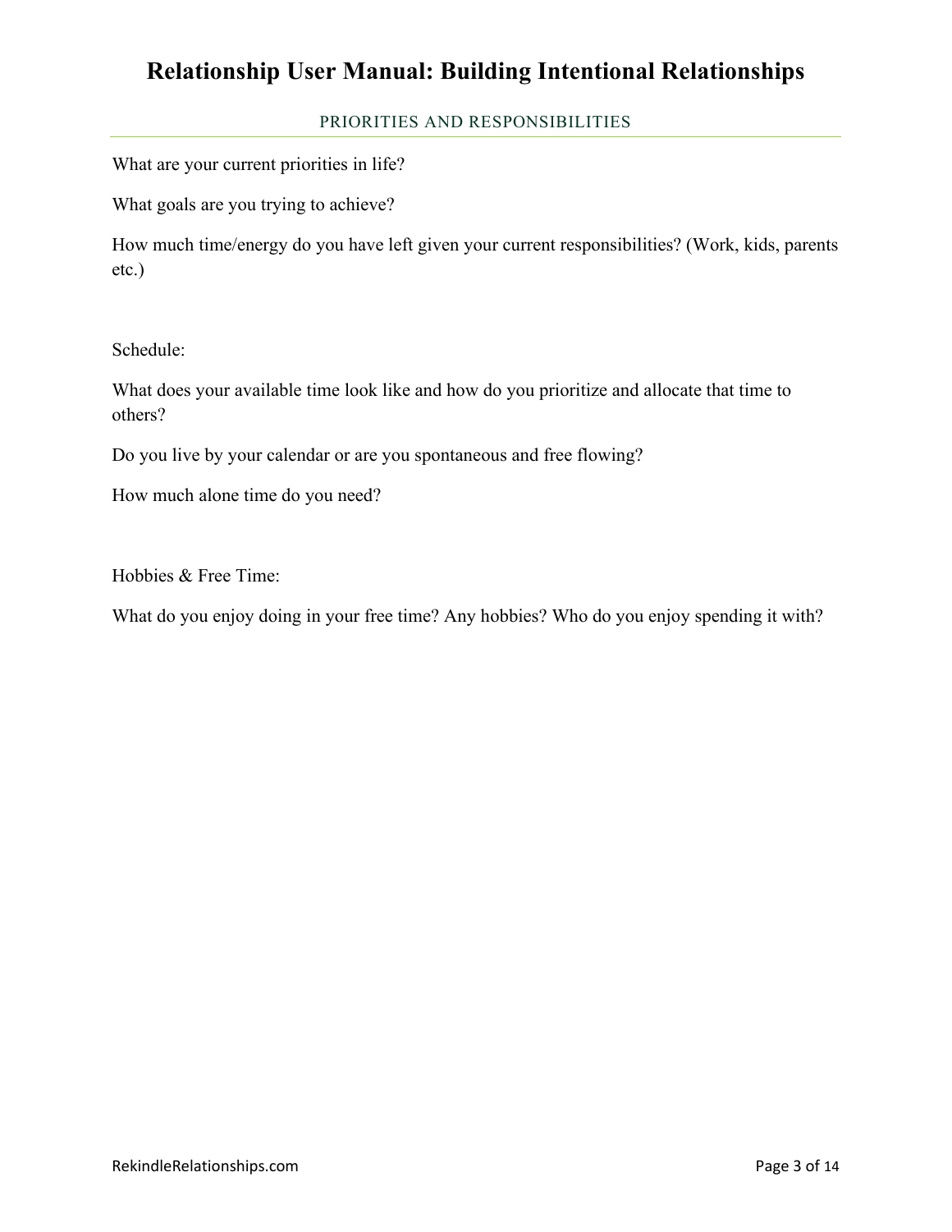## PRIORITIES AND RESPONSIBILITIES

What are your current priorities in life?

What goals are you trying to achieve?

How much time/energy do you have left given your current responsibilities? (Work, kids, parents etc.)

Schedule:

What does your available time look like and how do you prioritize and allocate that time to others?

Do you live by your calendar or are you spontaneous and free flowing?

How much alone time do you need?

Hobbies & Free Time:

What do you enjoy doing in your free time? Any hobbies? Who do you enjoy spending it with?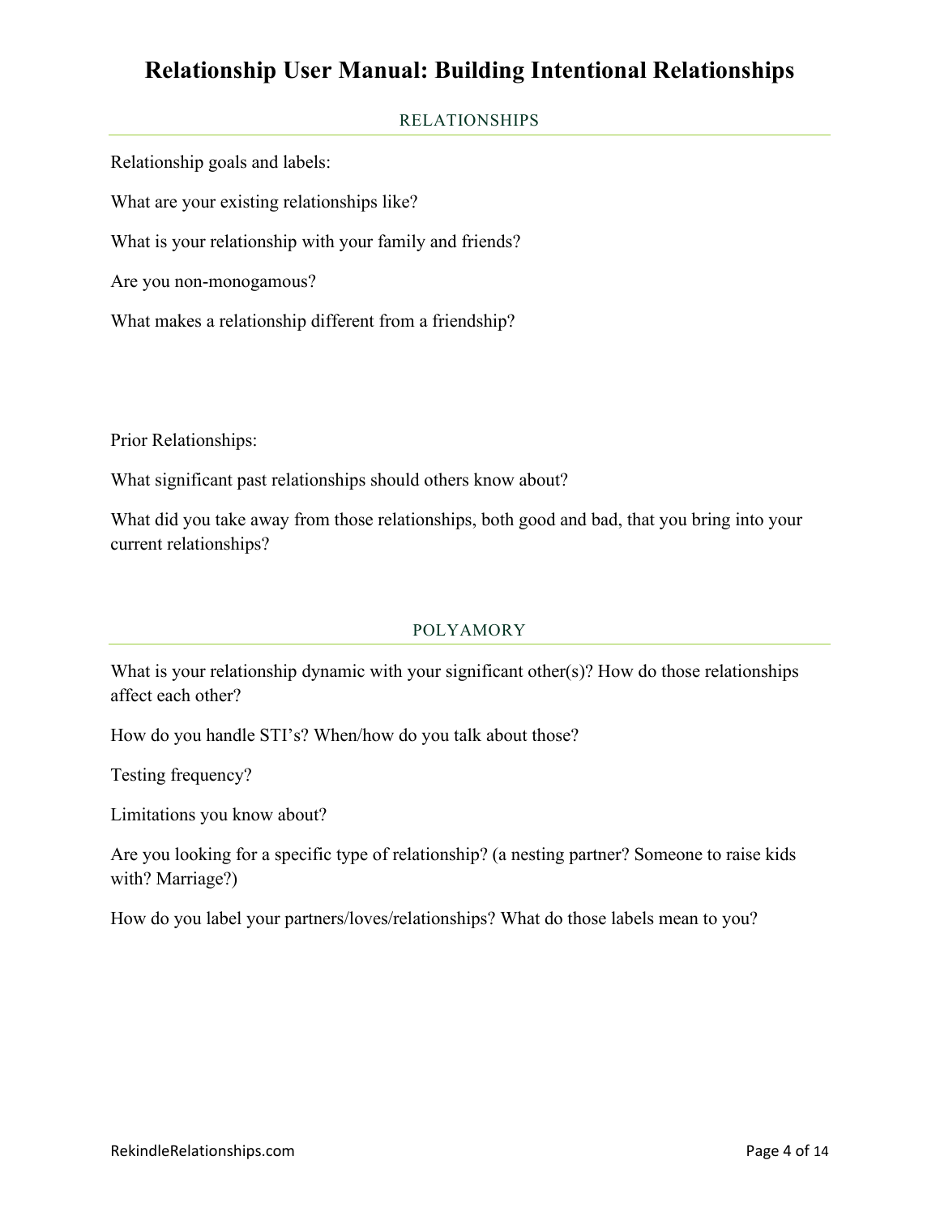# Relationship User Manual: Building Intentional Relationships

## RELATIONSHIPS

Relationship goals and labels:

What are your existing relationships like?

What is your relationship with your family and friends?

Are you non-monogamous?

What makes a relationship different from a friendship?

Prior Relationships:

What significant past relationships should others know about?

What did you take away from those relationships, both good and bad, that you bring into your current relationships?

## POLYAMORY

What is your relationship dynamic with your significant other(s)? How do those relationships affect each other?

How do you handle STI's? When/how do you talk about those?

Testing frequency?

Limitations you know about?

Are you looking for a specific type of relationship? (a nesting partner? Someone to raise kids with? Marriage?)

How do you label your partners/loves/relationships? What do those labels mean to you?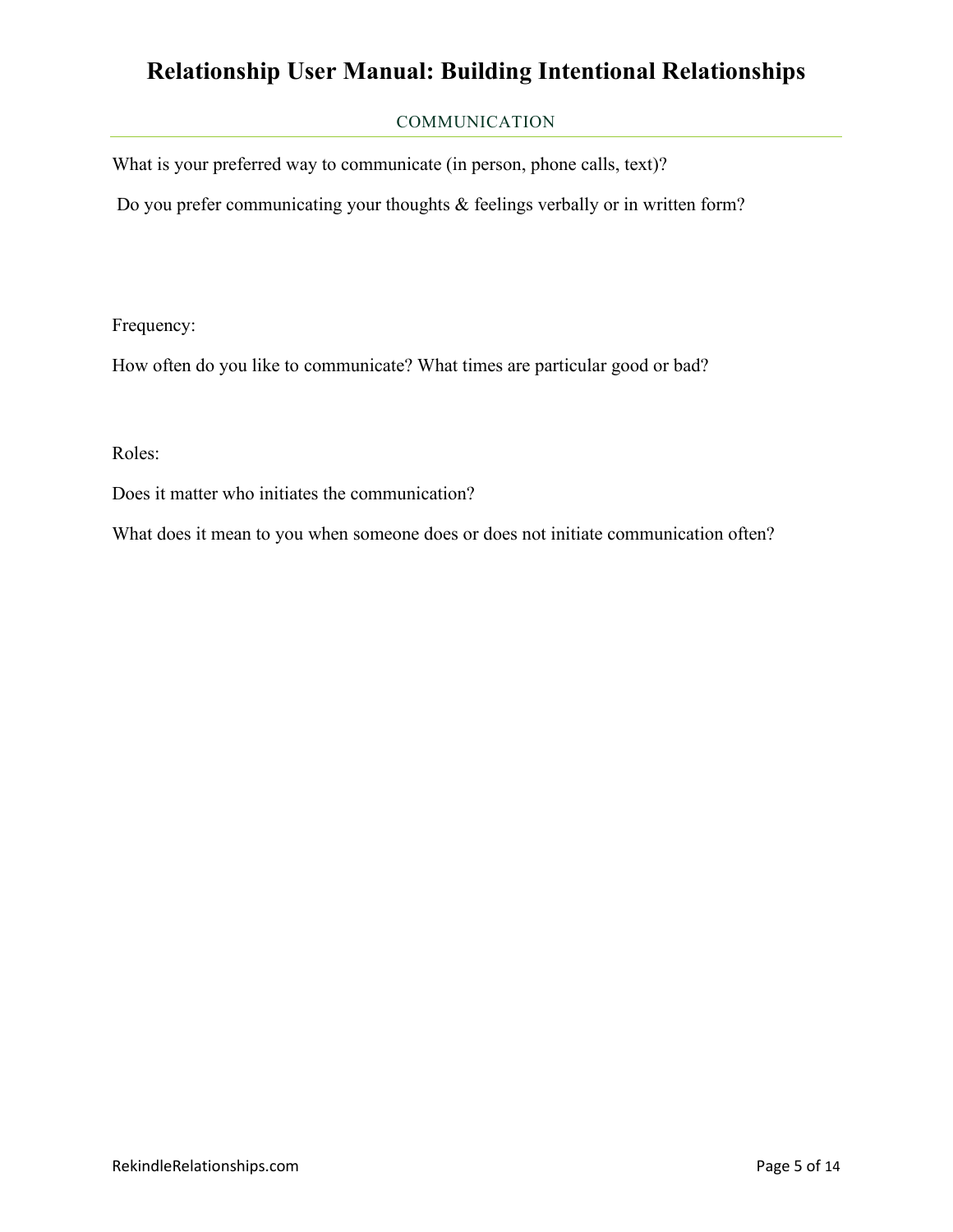## COMMUNICATION

What is your preferred way to communicate (in person, phone calls, text)?

Do you prefer communicating your thoughts & feelings verbally or in written form?

Frequency:

How often do you like to communicate? What times are particular good or bad?

Roles:

Does it matter who initiates the communication?

What does it mean to you when someone does or does not initiate communication often?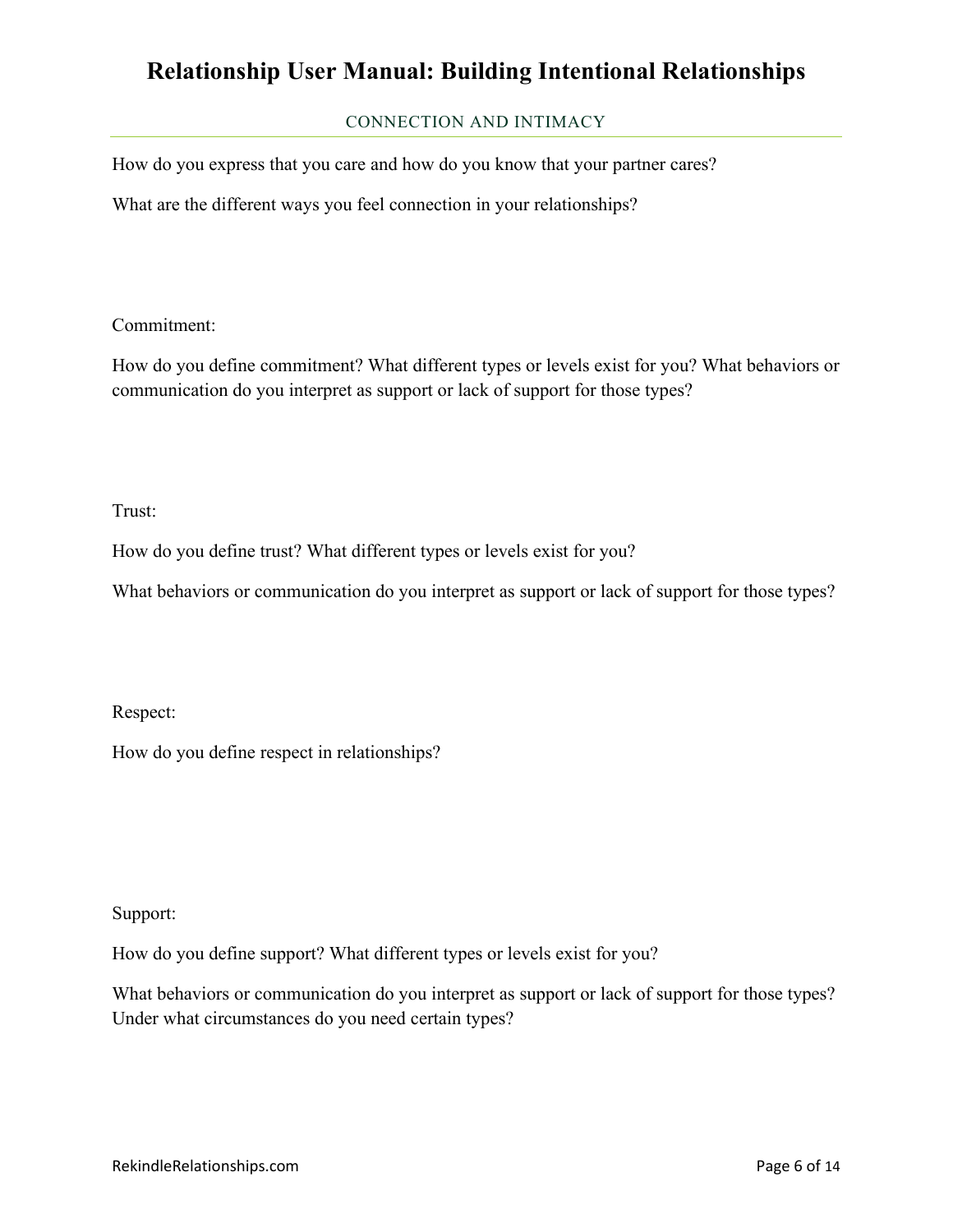## CONNECTION AND INTIMACY

How do you express that you care and how do you know that your partner cares?

What are the different ways you feel connection in your relationships?

Commitment:

How do you define commitment? What different types or levels exist for you? What behaviors or communication do you interpret as support or lack of support for those types?

Trust:

How do you define trust? What different types or levels exist for you?

What behaviors or communication do you interpret as support or lack of support for those types?

Respect:

How do you define respect in relationships?

Support:

How do you define support? What different types or levels exist for you?

What behaviors or communication do you interpret as support or lack of support for those types? Under what circumstances do you need certain types?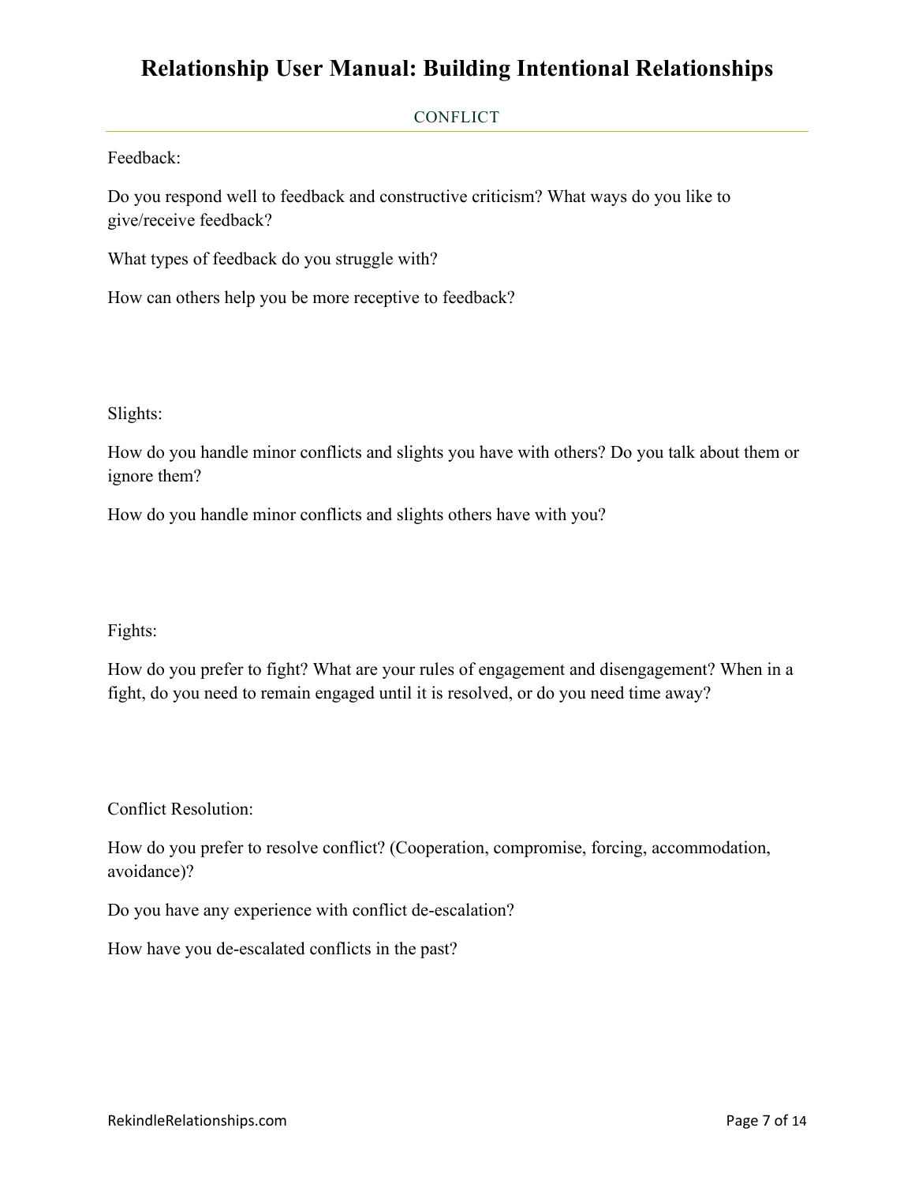# Relationship User Manual: Building Intentional Relationships

## CONFLICT

Feedback:

Do you respond well to feedback and constructive criticism? What ways do you like to give/receive feedback?

What types of feedback do you struggle with?

How can others help you be more receptive to feedback?

Slights:

How do you handle minor conflicts and slights you have with others? Do you talk about them or ignore them?

How do you handle minor conflicts and slights others have with you?

Fights:

How do you prefer to fight? What are your rules of engagement and disengagement? When in a fight, do you need to remain engaged until it is resolved, or do you need time away?

Conflict Resolution:

How do you prefer to resolve conflict? (Cooperation, compromise, forcing, accommodation, avoidance)?

Do you have any experience with conflict de-escalation?

How have you de-escalated conflicts in the past?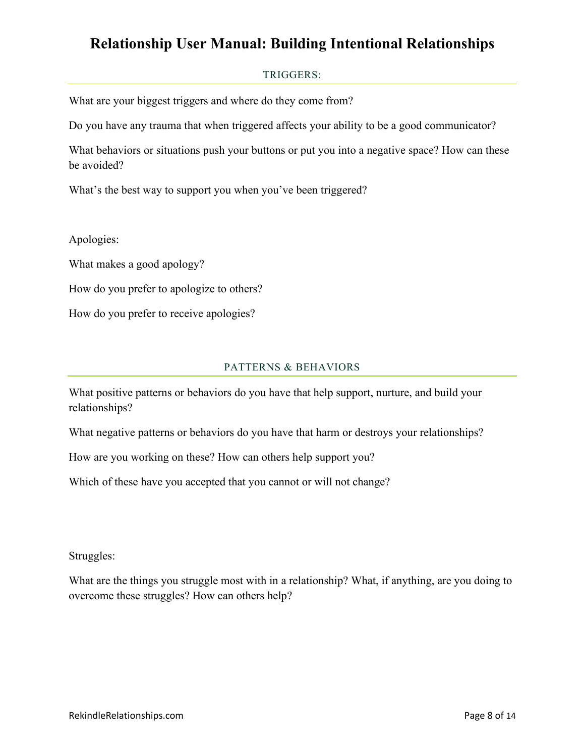# Relationship User Manual: Building Intentional Relationships

## TRIGGERS:

What are your biggest triggers and where do they come from?

Do you have any trauma that when triggered affects your ability to be a good communicator?

What behaviors or situations push your buttons or put you into a negative space? How can these be avoided?

What's the best way to support you when you've been triggered?

Apologies:

What makes a good apology?

How do you prefer to apologize to others?

How do you prefer to receive apologies?

## PATTERNS & BEHAVIORS

What positive patterns or behaviors do you have that help support, nurture, and build your relationships?

What negative patterns or behaviors do you have that harm or destroys your relationships?

How are you working on these? How can others help support you?

Which of these have you accepted that you cannot or will not change?

Struggles:

What are the things you struggle most with in a relationship? What, if anything, are you doing to overcome these struggles? How can others help?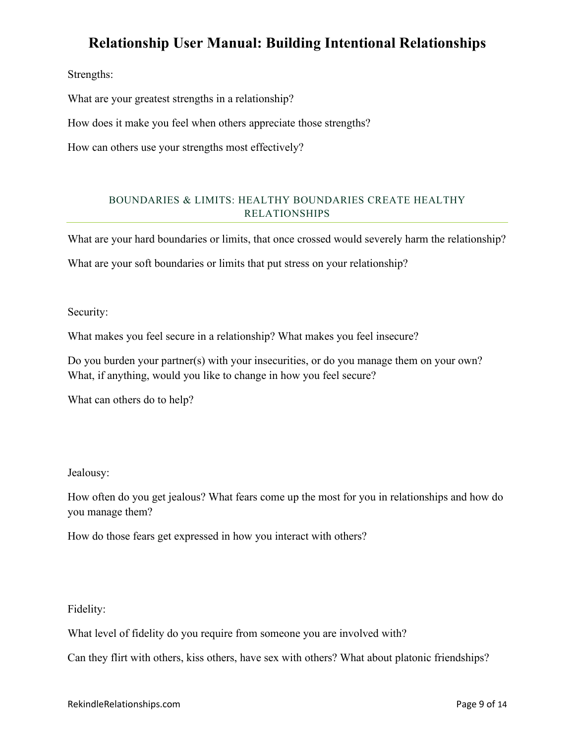Strengths:

What are your greatest strengths in a relationship?

How does it make you feel when others appreciate those strengths?

How can others use your strengths most effectively?

## BOUNDARIES & LIMITS: HEALTHY BOUNDARIES CREATE HEALTHY RELATIONSHIPS

What are your hard boundaries or limits, that once crossed would severely harm the relationship?

What are your soft boundaries or limits that put stress on your relationship?

Security:

What makes you feel secure in a relationship? What makes you feel insecure?

Do you burden your partner(s) with your insecurities, or do you manage them on your own? What, if anything, would you like to change in how you feel secure?

What can others do to help?

Jealousy:

How often do you get jealous? What fears come up the most for you in relationships and how do you manage them?

How do those fears get expressed in how you interact with others?

Fidelity:

What level of fidelity do you require from someone you are involved with?

Can they flirt with others, kiss others, have sex with others? What about platonic friendships?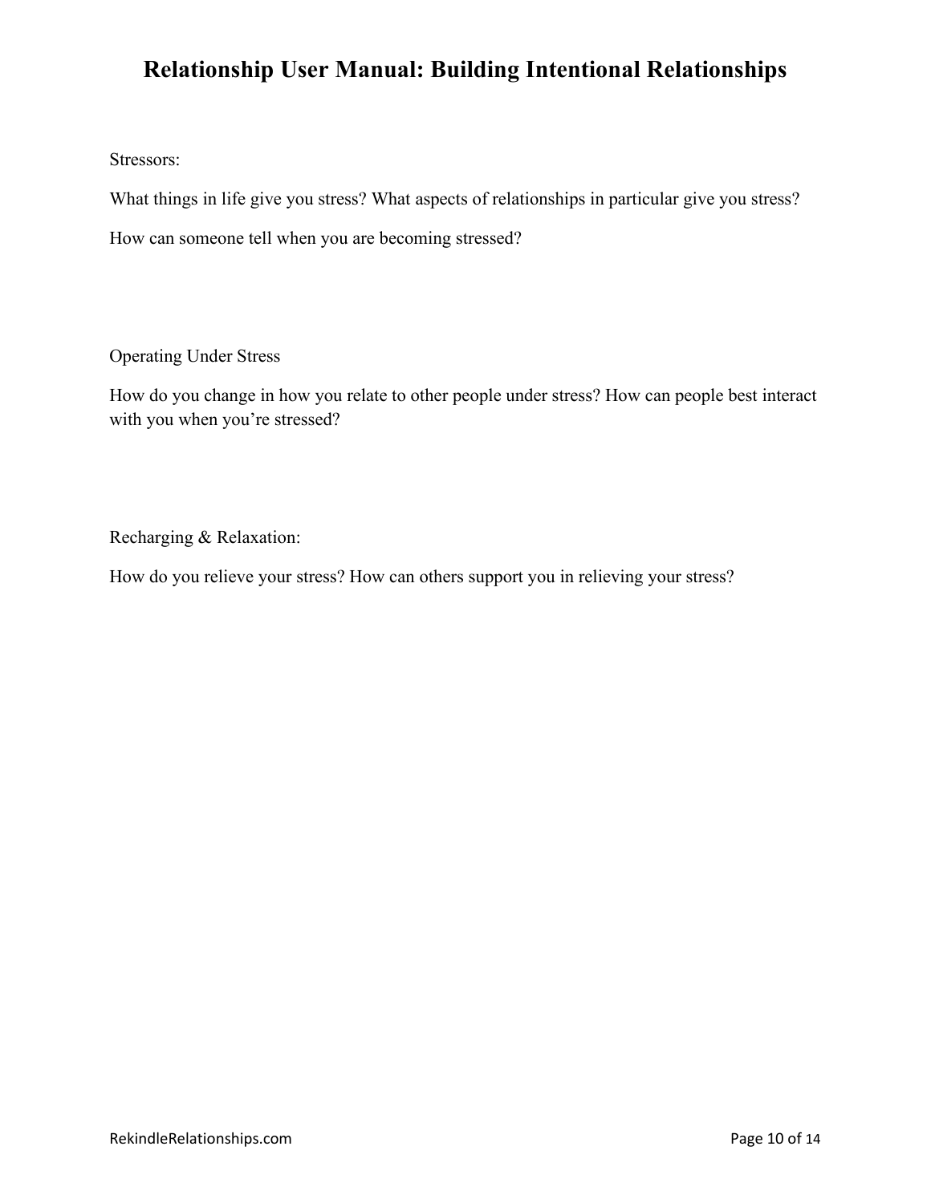# Relationship User Manual: Building Intentional Relationships

Stressors:

What things in life give you stress? What aspects of relationships in particular give you stress?

How can someone tell when you are becoming stressed?

Operating Under Stress

How do you change in how you relate to other people under stress? How can people best interact with you when you're stressed?

Recharging & Relaxation:

How do you relieve your stress? How can others support you in relieving your stress?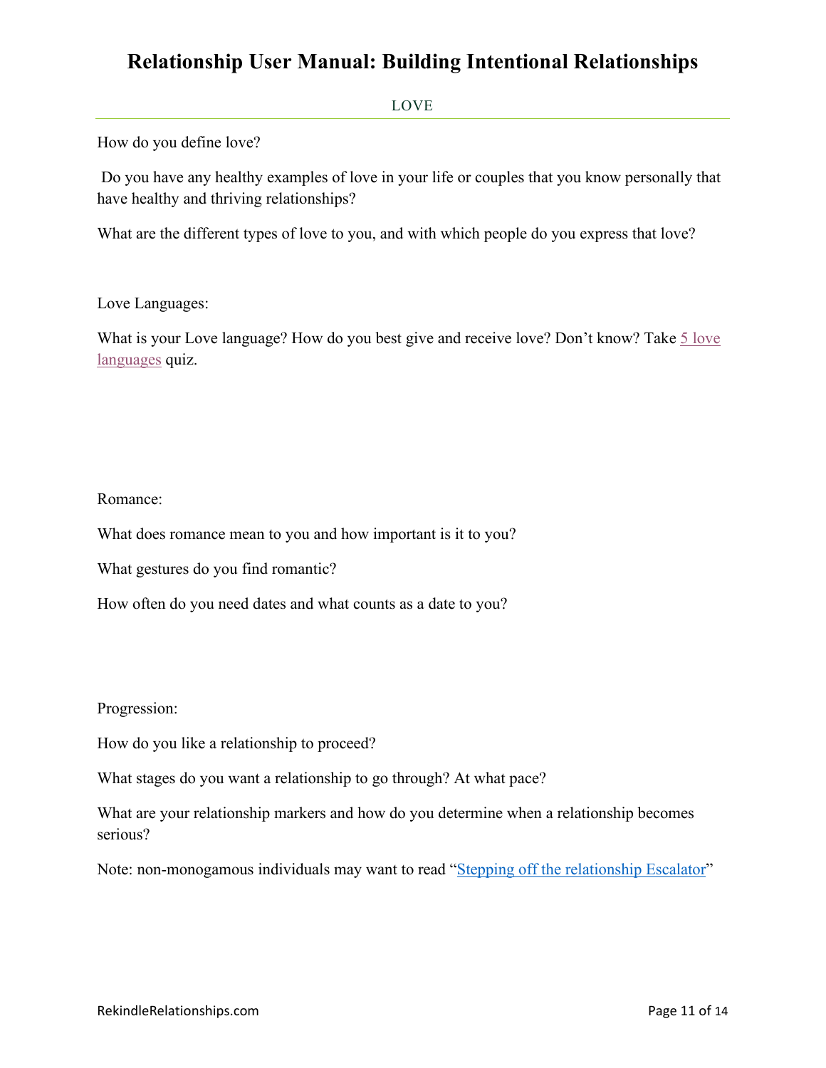## LOVE

How do you define love?

Do you have any healthy examples of love in your life or couples that you know personally that have healthy and thriving relationships?

What are the different types of love to you, and with which people do you express that love?

Love Languages:

What is your Love language? How do you best give and receive love? Don't know? Take 5 love languages quiz.

Romance:

What does romance mean to you and how important is it to you?

What gestures do you find romantic?

How often do you need dates and what counts as a date to you?

Progression:

How do you like a relationship to proceed?

What stages do you want a relationship to go through? At what pace?

What are your relationship markers and how do you determine when a relationship becomes serious?

Note: non-monogamous individuals may want to read "Stepping off the relationship Escalator"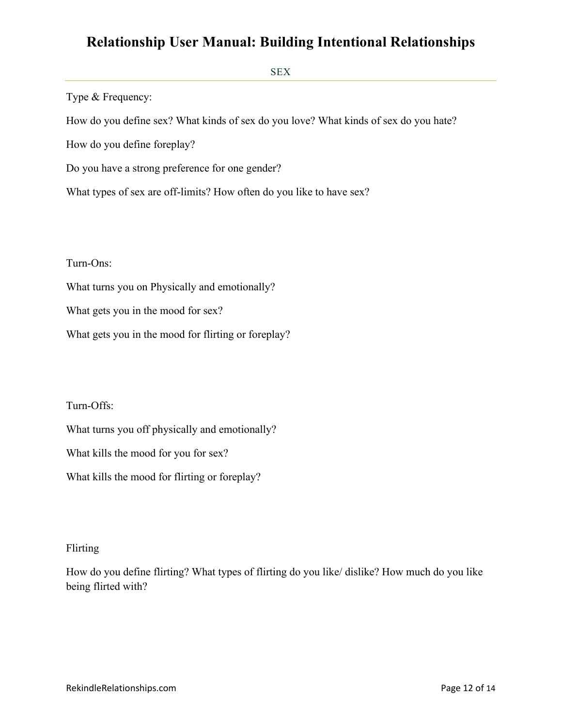## SEX

Type & Frequency:

How do you define sex? What kinds of sex do you love? What kinds of sex do you hate?

How do you define foreplay?

Do you have a strong preference for one gender?

What types of sex are off-limits? How often do you like to have sex?

Turn-Ons:

What turns you on Physically and emotionally?

What gets you in the mood for sex?

What gets you in the mood for flirting or foreplay?

Turn-Offs:

What turns you off physically and emotionally?

What kills the mood for you for sex?

What kills the mood for flirting or foreplay?

Flirting

How do you define flirting? What types of flirting do you like/ dislike? How much do you like being flirted with?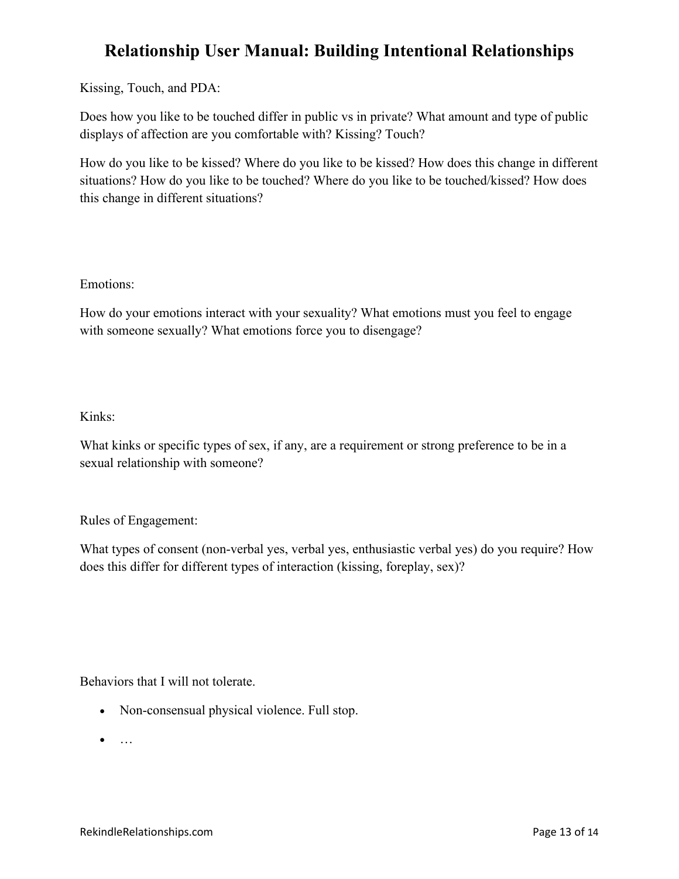# Relationship User Manual: Building Intentional Relationships

Kissing, Touch, and PDA:

Does how you like to be touched differ in public vs in private? What amount and type of public displays of affection are you comfortable with? Kissing? Touch?

How do you like to be kissed? Where do you like to be kissed? How does this change in different situations? How do you like to be touched? Where do you like to be touched/kissed? How does this change in different situations?

Emotions:

How do your emotions interact with your sexuality? What emotions must you feel to engage with someone sexually? What emotions force you to disengage?

Kinks:

What kinks or specific types of sex, if any, are a requirement or strong preference to be in a sexual relationship with someone?

Rules of Engagement:

What types of consent (non-verbal yes, verbal yes, enthusiastic verbal yes) do you require? How does this differ for different types of interaction (kissing, foreplay, sex)?

Behaviors that I will not tolerate.

- Non-consensual physical violence. Full stop.
- …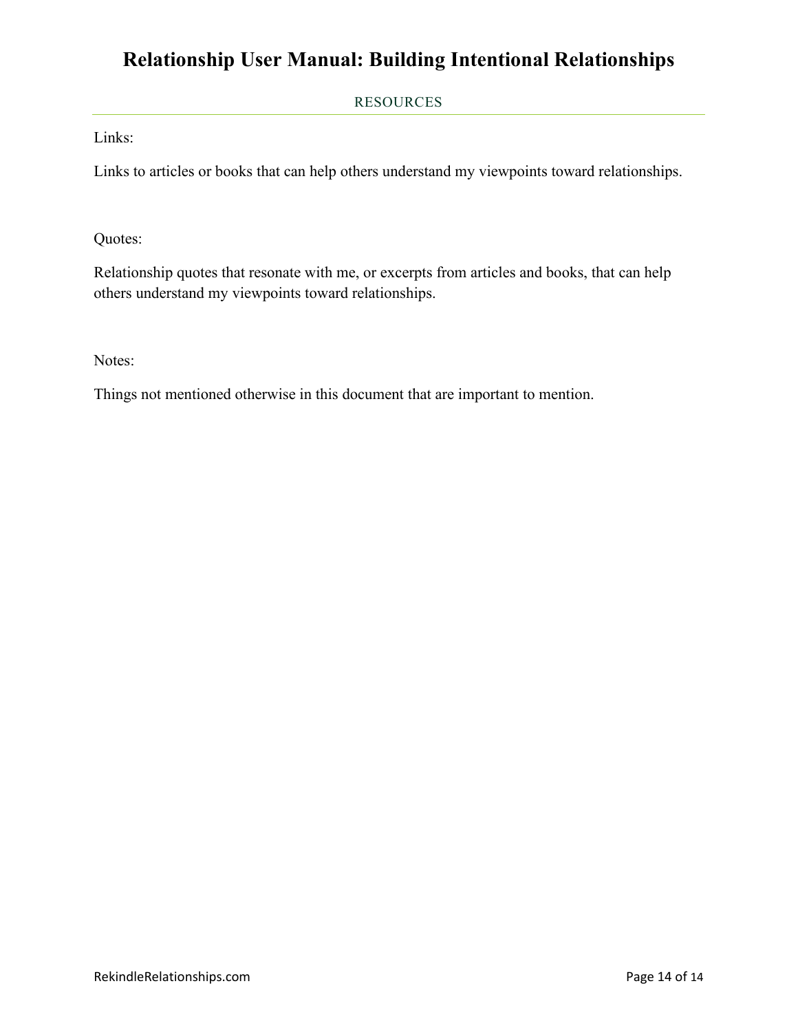## RESOURCES

Links:

Links to articles or books that can help others understand my viewpoints toward relationships.

Quotes:

Relationship quotes that resonate with me, or excerpts from articles and books, that can help others understand my viewpoints toward relationships.

Notes:

Things not mentioned otherwise in this document that are important to mention.